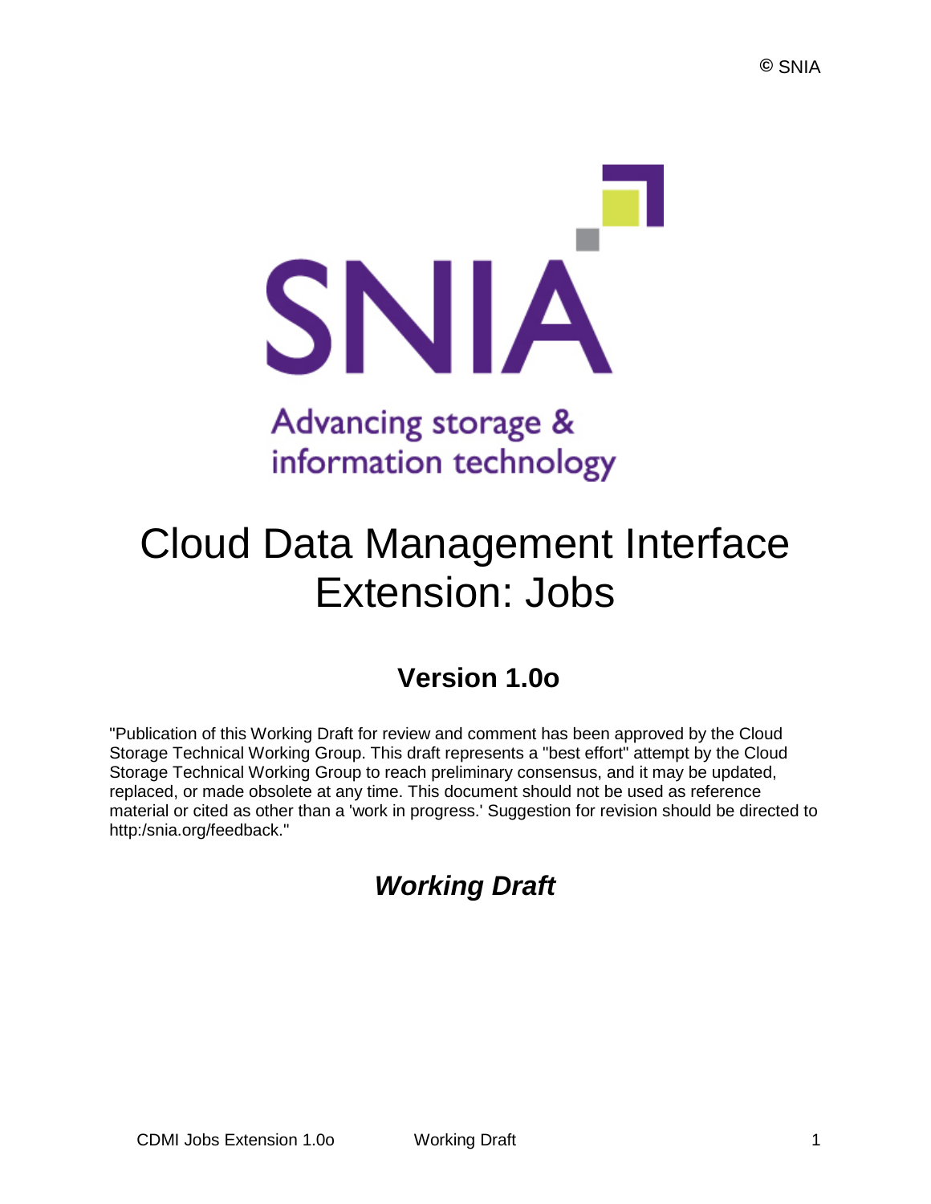© SNIA

SNIA

Advancing storage & information technology

# Cloud Data Management Interface Extension: Jobs

## Version 1.0o

"Publication of this Working Draft for review and comment has been approved by the Cloud Storage Technical Working Group. This draft represents a "best effort" attempt by the Cloud Storage Technical Working Group to reach preliminary consensus, and it may be updated, replaced, or made obsolete at any time. This document should not be used as reference material or cited as other than a 'work in progress.' Suggestion for revision should be directed to http:/snia.org/feedback."

## *Working Draft*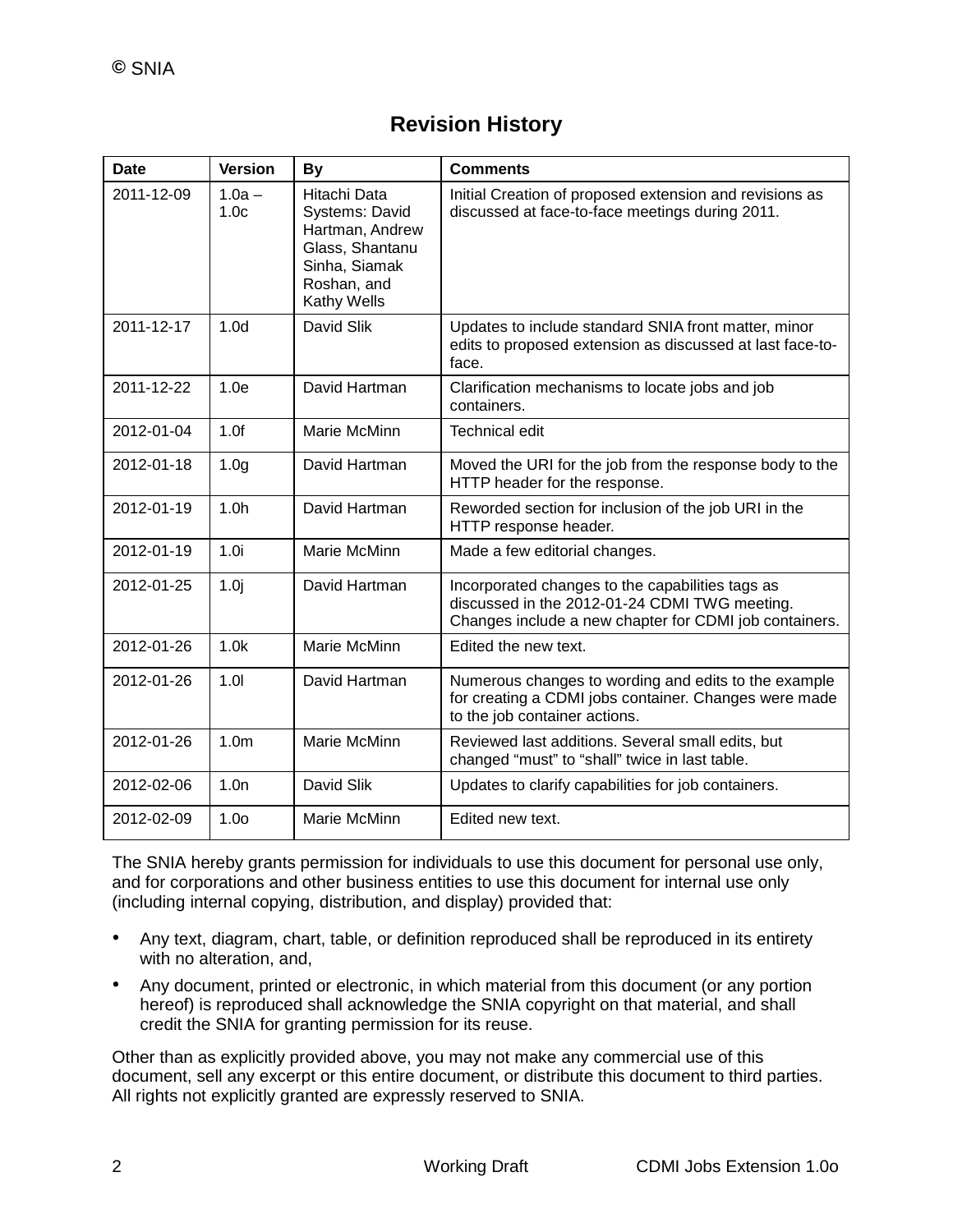© SNIA

## Revision History

| Date | Version | By | Comments |
|---|---|---|---|
| 2011-12-09 | 1.0a – 1.0c | Hitachi Data Systems: David Hartman, Andrew Glass, Shantanu Sinha, Siamak Roshan, and Kathy Wells | Initial Creation of proposed extension and revisions as discussed at face-to-face meetings during 2011. |
| 2011-12-17 | 1.0d | David Slik | Updates to include standard SNIA front matter, minor edits to proposed extension as discussed at last face-to-face. |
| 2011-12-22 | 1.0e | David Hartman | Clarification mechanisms to locate jobs and job containers. |
| 2012-01-04 | 1.0f | Marie McMinn | Technical edit |
| 2012-01-18 | 1.0g | David Hartman | Moved the URI for the job from the response body to the HTTP header for the response. |
| 2012-01-19 | 1.0h | David Hartman | Reworded section for inclusion of the job URI in the HTTP response header. |
| 2012-01-19 | 1.0i | Marie McMinn | Made a few editorial changes. |
| 2012-01-25 | 1.0j | David Hartman | Incorporated changes to the capabilities tags as discussed in the 2012-01-24 CDMI TWG meeting. Changes include a new chapter for CDMI job containers. |
| 2012-01-26 | 1.0k | Marie McMinn | Edited the new text. |
| 2012-01-26 | 1.0l | David Hartman | Numerous changes to wording and edits to the example for creating a CDMI jobs container. Changes were made to the job container actions. |
| 2012-01-26 | 1.0m | Marie McMinn | Reviewed last additions. Several small edits, but changed “must” to “shall” twice in last table. |
| 2012-02-06 | 1.0n | David Slik | Updates to clarify capabilities for job containers. |
| 2012-02-09 | 1.0o | Marie McMinn | Edited new text. |

The SNIA hereby grants permission for individuals to use this document for personal use only, and for corporations and other business entities to use this document for internal use only (including internal copying, distribution, and display) provided that:

- Any text, diagram, chart, table, or definition reproduced shall be reproduced in its entirety with no alteration, and,
- Any document, printed or electronic, in which material from this document (or any portion hereof) is reproduced shall acknowledge the SNIA copyright on that material, and shall credit the SNIA for granting permission for its reuse.

Other than as explicitly provided above, you may not make any commercial use of this document, sell any excerpt or this entire document, or distribute this document to third parties. All rights not explicitly granted are expressly reserved to SNIA.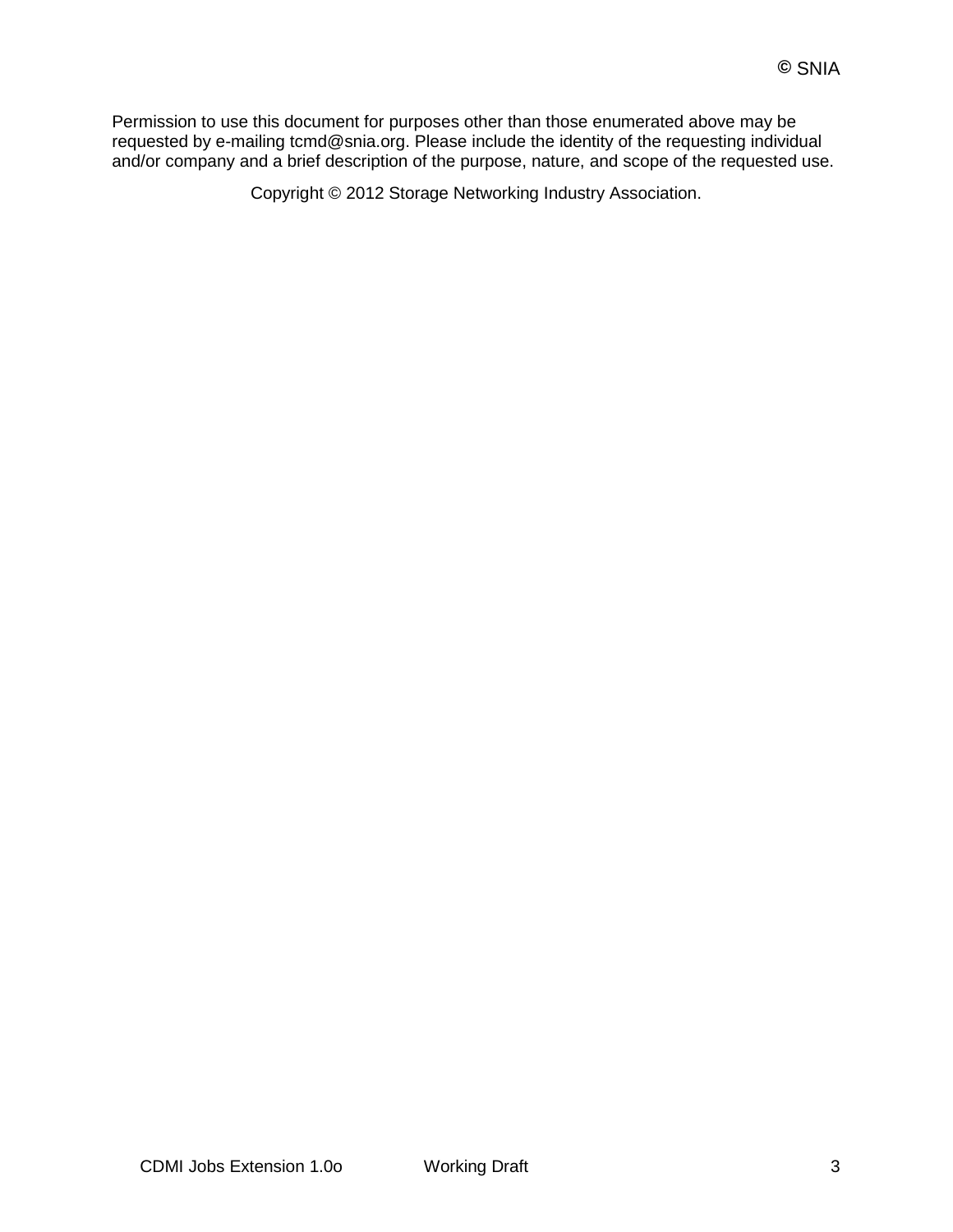Permission to use this document for purposes other than those enumerated above may be requested by e-mailing tcmd@snia.org. Please include the identity of the requesting individual and/or company and a brief description of the purpose, nature, and scope of the requested use.

Copyright © 2012 Storage Networking Industry Association.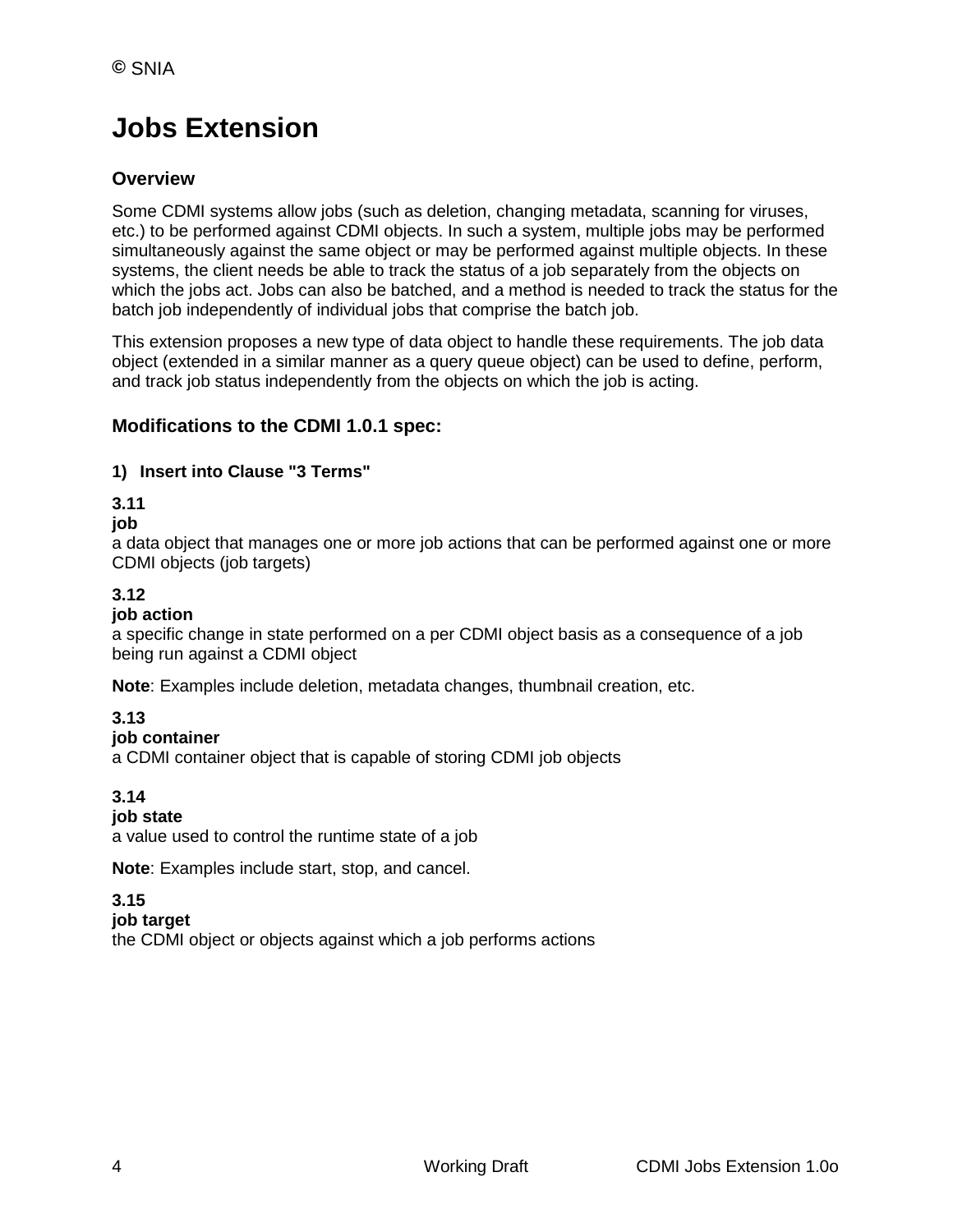# Jobs Extension

## Overview

Some CDMI systems allow jobs (such as deletion, changing metadata, scanning for viruses, etc.) to be performed against CDMI objects. In such a system, multiple jobs may be performed simultaneously against the same object or may be performed against multiple objects. In these systems, the client needs be able to track the status of a job separately from the objects on which the jobs act. Jobs can also be batched, and a method is needed to track the status for the batch job independently of individual jobs that comprise the batch job.

This extension proposes a new type of data object to handle these requirements. The job data object (extended in a similar manner as a query queue object) can be used to define, perform, and track job status independently from the objects on which the job is acting.

## Modifications to the CDMI 1.0.1 spec:

### 1) Insert into Clause "3 Terms"

**3.11**
**job**
a data object that manages one or more job actions that can be performed against one or more CDMI objects (job targets)

**3.12**
**job action**
a specific change in state performed on a per CDMI object basis as a consequence of a job being run against a CDMI object

**Note**: Examples include deletion, metadata changes, thumbnail creation, etc.

**3.13**
**job container**
a CDMI container object that is capable of storing CDMI job objects

**3.14**
**job state**
a value used to control the runtime state of a job

**Note**: Examples include start, stop, and cancel.

**3.15**
**job target**
the CDMI object or objects against which a job performs actions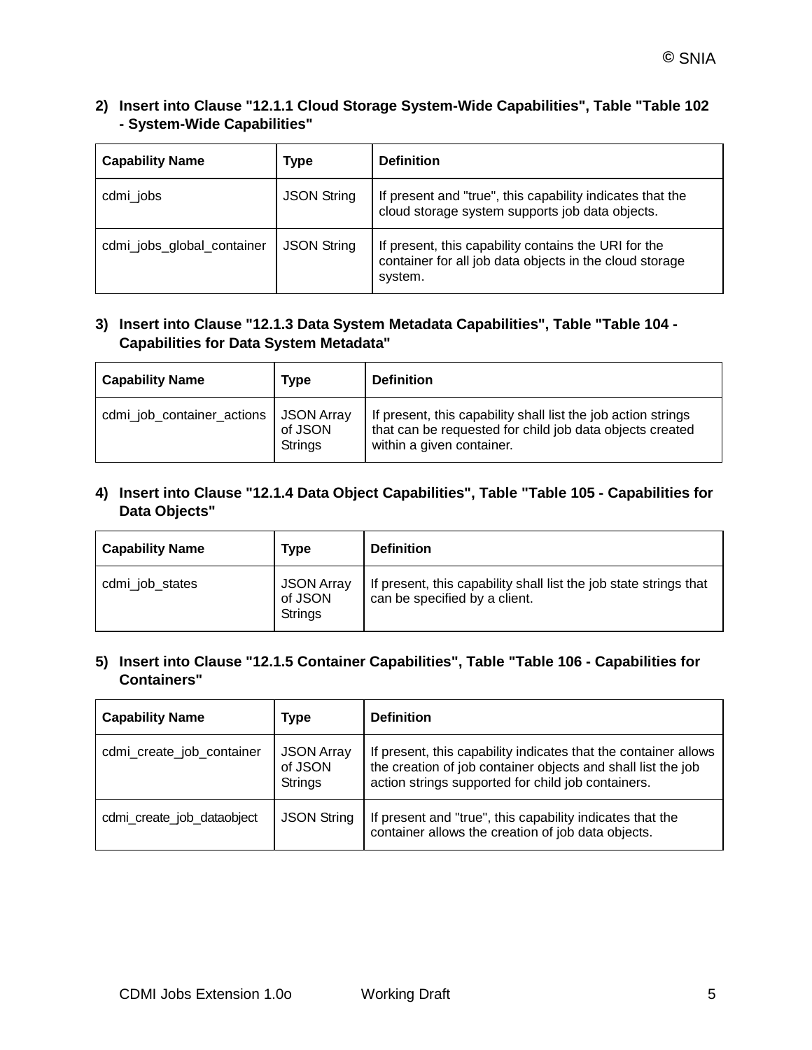2) **Insert into Clause "12.1.1 Cloud Storage System-Wide Capabilities", Table "Table 102 - System-Wide Capabilities"**

| Capability Name | Type | Definition |
|---|---|---|
| cdmi_jobs | JSON String | If present and "true", this capability indicates that the cloud storage system supports job data objects. |
| cdmi_jobs_global_container | JSON String | If present, this capability contains the URI for the container for all job data objects in the cloud storage system. |

3) **Insert into Clause "12.1.3 Data System Metadata Capabilities", Table "Table 104 - Capabilities for Data System Metadata"**

| Capability Name | Type | Definition |
|---|---|---|
| cdmi_job_container_actions | JSON Array of JSON Strings | If present, this capability shall list the job action strings that can be requested for child job data objects created within a given container. |

4) **Insert into Clause "12.1.4 Data Object Capabilities", Table "Table 105 - Capabilities for Data Objects"**

| Capability Name | Type | Definition |
|---|---|---|
| cdmi_job_states | JSON Array of JSON Strings | If present, this capability shall list the job state strings that can be specified by a client. |

5) **Insert into Clause "12.1.5 Container Capabilities", Table "Table 106 - Capabilities for Containers"**

| Capability Name | Type | Definition |
|---|---|---|
| cdmi_create_job_container | JSON Array of JSON Strings | If present, this capability indicates that the container allows the creation of job container objects and shall list the job action strings supported for child job containers. |
| cdmi_create_job_dataobject | JSON String | If present and "true", this capability indicates that the container allows the creation of job data objects. |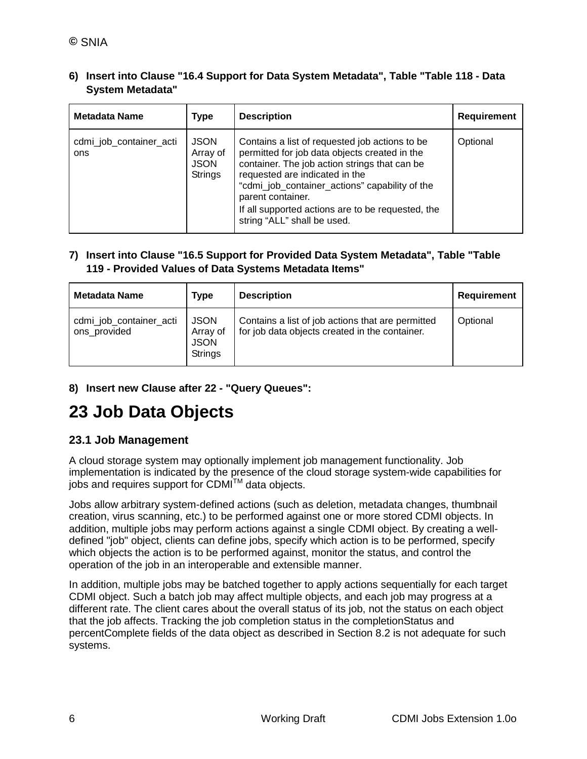**6) Insert into Clause "16.4 Support for Data System Metadata", Table "Table 118 - Data System Metadata"**

| Metadata Name | Type | Description | Requirement |
|---|---|---|---|
| cdmi_job_container_actions | JSON Array of JSON Strings | Contains a list of requested job actions to be permitted for job data objects created in the container. The job action strings that can be requested are indicated in the "cdmi_job_container_actions" capability of the parent container.<br>If all supported actions are to be requested, the string "ALL" shall be used. | Optional |

**7) Insert into Clause "16.5 Support for Provided Data System Metadata", Table "Table 119 - Provided Values of Data Systems Metadata Items"**

| Metadata Name | Type | Description | Requirement |
|---|---|---|---|
| cdmi_job_container_actions_provided | JSON Array of JSON Strings | Contains a list of job actions that are permitted for job data objects created in the container. | Optional |

**8) Insert new Clause after 22 - "Query Queues":**

# 23 Job Data Objects

## 23.1 Job Management

A cloud storage system may optionally implement job management functionality. Job implementation is indicated by the presence of the cloud storage system-wide capabilities for jobs and requires support for CDMI™ data objects.

Jobs allow arbitrary system-defined actions (such as deletion, metadata changes, thumbnail creation, virus scanning, etc.) to be performed against one or more stored CDMI objects. In addition, multiple jobs may perform actions against a single CDMI object. By creating a well-defined "job" object, clients can define jobs, specify which action is to be performed, specify which objects the action is to be performed against, monitor the status, and control the operation of the job in an interoperable and extensible manner.

In addition, multiple jobs may be batched together to apply actions sequentially for each target CDMI object. Such a batch job may affect multiple objects, and each job may progress at a different rate. The client cares about the overall status of its job, not the status on each object that the job affects. Tracking the job completion status in the completionStatus and percentComplete fields of the data object as described in Section 8.2 is not adequate for such systems.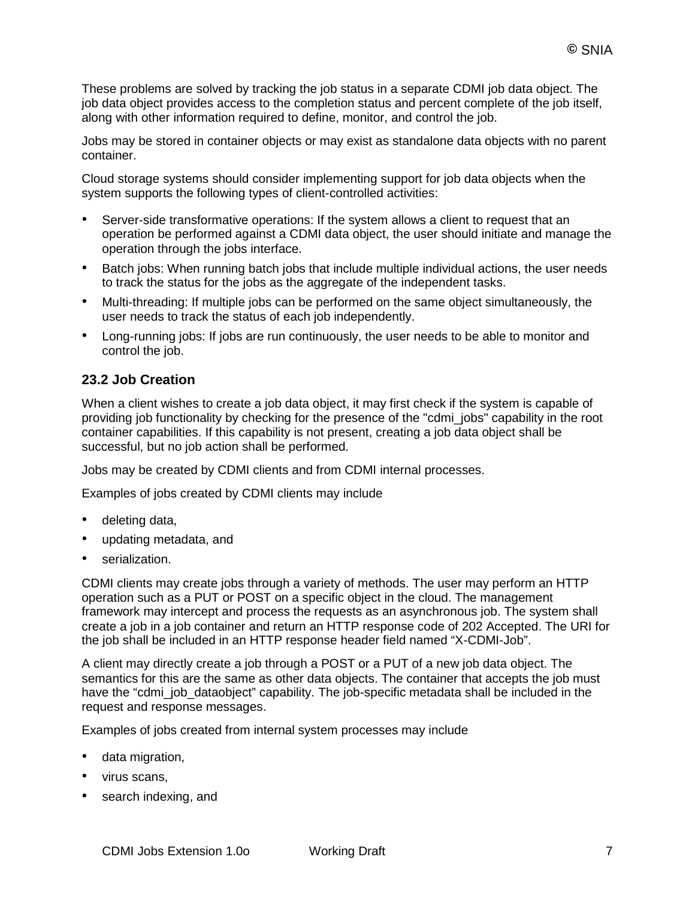These problems are solved by tracking the job status in a separate CDMI job data object. The job data object provides access to the completion status and percent complete of the job itself, along with other information required to define, monitor, and control the job.

Jobs may be stored in container objects or may exist as standalone data objects with no parent container.

Cloud storage systems should consider implementing support for job data objects when the system supports the following types of client-controlled activities:

- Server-side transformative operations: If the system allows a client to request that an operation be performed against a CDMI data object, the user should initiate and manage the operation through the jobs interface.
- Batch jobs: When running batch jobs that include multiple individual actions, the user needs to track the status for the jobs as the aggregate of the independent tasks.
- Multi-threading: If multiple jobs can be performed on the same object simultaneously, the user needs to track the status of each job independently.
- Long-running jobs: If jobs are run continuously, the user needs to be able to monitor and control the job.

## 23.2 Job Creation

When a client wishes to create a job data object, it may first check if the system is capable of providing job functionality by checking for the presence of the "cdmi_jobs" capability in the root container capabilities. If this capability is not present, creating a job data object shall be successful, but no job action shall be performed.

Jobs may be created by CDMI clients and from CDMI internal processes.

Examples of jobs created by CDMI clients may include

- deleting data,
- updating metadata, and
- serialization.

CDMI clients may create jobs through a variety of methods. The user may perform an HTTP operation such as a PUT or POST on a specific object in the cloud. The management framework may intercept and process the requests as an asynchronous job. The system shall create a job in a job container and return an HTTP response code of 202 Accepted. The URI for the job shall be included in an HTTP response header field named “X-CDMI-Job”.

A client may directly create a job through a POST or a PUT of a new job data object. The semantics for this are the same as other data objects. The container that accepts the job must have the “cdmi_job_dataobject” capability. The job-specific metadata shall be included in the request and response messages.

Examples of jobs created from internal system processes may include

- data migration,
- virus scans,
- search indexing, and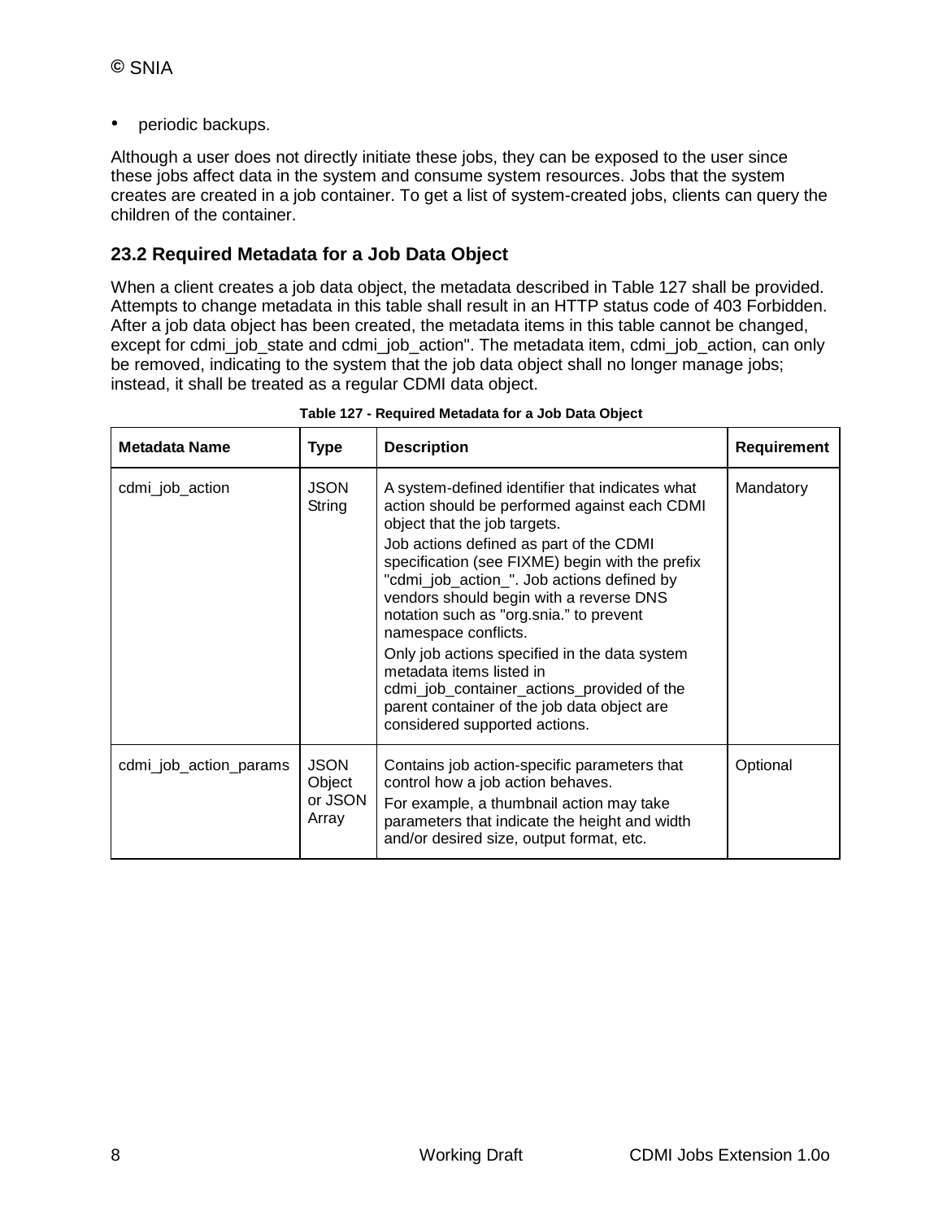- periodic backups.

Although a user does not directly initiate these jobs, they can be exposed to the user since these jobs affect data in the system and consume system resources. Jobs that the system creates are created in a job container. To get a list of system-created jobs, clients can query the children of the container.

## 23.2 Required Metadata for a Job Data Object

When a client creates a job data object, the metadata described in Table 127 shall be provided. Attempts to change metadata in this table shall result in an HTTP status code of 403 Forbidden. After a job data object has been created, the metadata items in this table cannot be changed, except for cdmi_job_state and cdmi_job_action". The metadata item, cdmi_job_action, can only be removed, indicating to the system that the job data object shall no longer manage jobs; instead, it shall be treated as a regular CDMI data object.

**Table 127 - Required Metadata for a Job Data Object**

| Metadata Name | Type | Description | Requirement |
|---|---|---|---|
| cdmi_job_action | JSON String | A system-defined identifier that indicates what action should be performed against each CDMI object that the job targets.<br>Job actions defined as part of the CDMI specification (see FIXME) begin with the prefix "cdmi_job_action_". Job actions defined by vendors should begin with a reverse DNS notation such as "org.snia." to prevent namespace conflicts.<br>Only job actions specified in the data system metadata items listed in cdmi_job_container_actions_provided of the parent container of the job data object are considered supported actions. | Mandatory |
| cdmi_job_action_params | JSON Object or JSON Array | Contains job action-specific parameters that control how a job action behaves.<br>For example, a thumbnail action may take parameters that indicate the height and width and/or desired size, output format, etc. | Optional |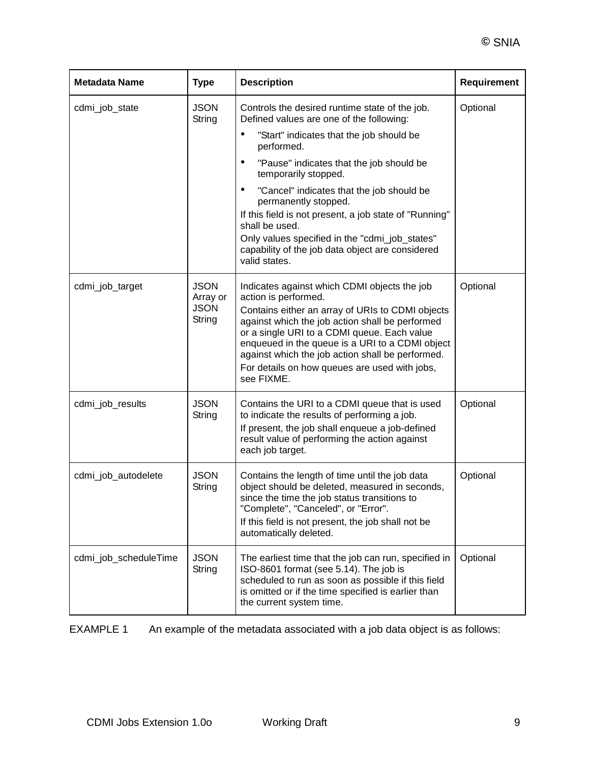| Metadata Name | Type | Description | Requirement |
|---|---|---|---|
| cdmi_job_state | JSON String | Controls the desired runtime state of the job. Defined values are one of the following: <br>• "Start" indicates that the job should be performed. <br>• "Pause" indicates that the job should be temporarily stopped. <br>• "Cancel" indicates that the job should be permanently stopped. <br>If this field is not present, a job state of "Running" shall be used. <br>Only values specified in the "cdmi_job_states" capability of the job data object are considered valid states. | Optional |
| cdmi_job_target | JSON Array or JSON String | Indicates against which CDMI objects the job action is performed. <br>Contains either an array of URIs to CDMI objects against which the job action shall be performed or a single URI to a CDMI queue. Each value enqueued in the queue is a URI to a CDMI object against which the job action shall be performed. <br>For details on how queues are used with jobs, see FIXME. | Optional |
| cdmi_job_results | JSON String | Contains the URI to a CDMI queue that is used to indicate the results of performing a job. <br>If present, the job shall enqueue a job-defined result value of performing the action against each job target. | Optional |
| cdmi_job_autodelete | JSON String | Contains the length of time until the job data object should be deleted, measured in seconds, since the time the job status transitions to "Complete", "Canceled", or "Error". <br>If this field is not present, the job shall not be automatically deleted. | Optional |
| cdmi_job_scheduleTime | JSON String | The earliest time that the job can run, specified in ISO-8601 format (see 5.14). The job is scheduled to run as soon as possible if this field is omitted or if the time specified is earlier than the current system time. | Optional |

EXAMPLE 1 An example of the metadata associated with a job data object is as follows: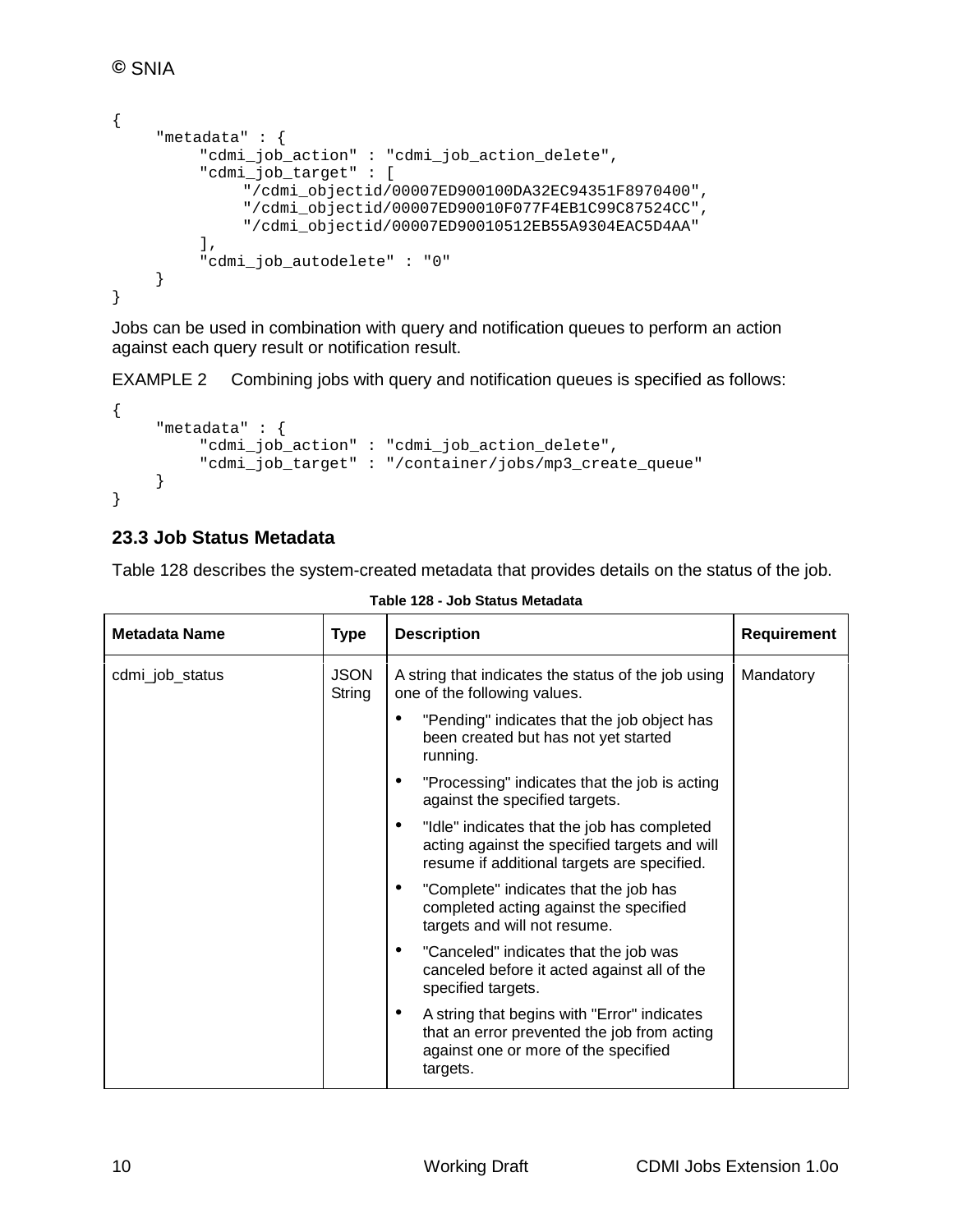```
{
     "metadata" : {
          "cdmi_job_action" : "cdmi_job_action_delete",
          "cdmi_job_target" : [
               "/cdmi_objectid/00007ED900100DA32EC94351F8970400",
               "/cdmi_objectid/00007ED90010F077F4EB1C99C87524CC",
               "/cdmi_objectid/00007ED90010512EB55A9304EAC5D4AA"
          ],
          "cdmi_job_autodelete" : "0"
     }
}
```

Jobs can be used in combination with query and notification queues to perform an action against each query result or notification result.

EXAMPLE 2     Combining jobs with query and notification queues is specified as follows:

```
{
     "metadata" : {
          "cdmi_job_action" : "cdmi_job_action_delete",
          "cdmi_job_target" : "/container/jobs/mp3_create_queue"
     }
}
```

## 23.3 Job Status Metadata

Table 128 describes the system-created metadata that provides details on the status of the job.

**Table 128 - Job Status Metadata**

| Metadata Name | Type | Description | Requirement |
|---|---|---|---|
| cdmi_job_status | JSON String | A string that indicates the status of the job using one of the following values.<br>• "Pending" indicates that the job object has been created but has not yet started running.<br>• "Processing" indicates that the job is acting against the specified targets.<br>• "Idle" indicates that the job has completed acting against the specified targets and will resume if additional targets are specified.<br>• "Complete" indicates that the job has completed acting against the specified targets and will not resume.<br>• "Canceled" indicates that the job was canceled before it acted against all of the specified targets.<br>• A string that begins with "Error" indicates that an error prevented the job from acting against one or more of the specified targets. | Mandatory |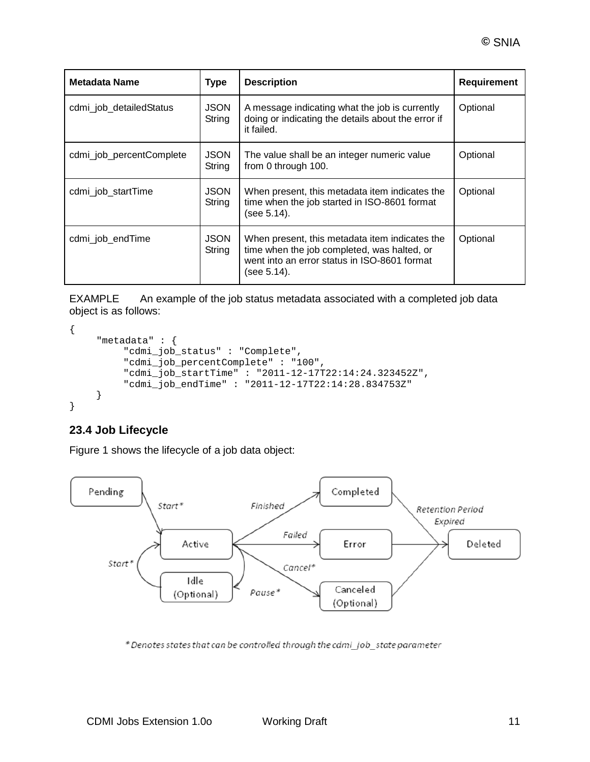| Metadata Name | Type | Description | Requirement |
|---|---|---|---|
| cdmi_job_detailedStatus | JSON String | A message indicating what the job is currently doing or indicating the details about the error if it failed. | Optional |
| cdmi_job_percentComplete | JSON String | The value shall be an integer numeric value from 0 through 100. | Optional |
| cdmi_job_startTime | JSON String | When present, this metadata item indicates the time when the job started in ISO-8601 format (see 5.14). | Optional |
| cdmi_job_endTime | JSON String | When present, this metadata item indicates the time when the job completed, was halted, or went into an error status in ISO-8601 format (see 5.14). | Optional |

EXAMPLE    An example of the job status metadata associated with a completed job data object is as follows:

```
{
    "metadata" : {
        "cdmi_job_status" : "Complete",
        "cdmi_job_percentComplete" : "100",
        "cdmi_job_startTime" : "2011-12-17T22:14:24.323452Z",
        "cdmi_job_endTime" : "2011-12-17T22:14:28.834753Z"
    }
}
```

### 23.4 Job Lifecycle

Figure 1 shows the lifecycle of a job data object:

\* Denotes states that can be controlled through the cdmi_job_state parameter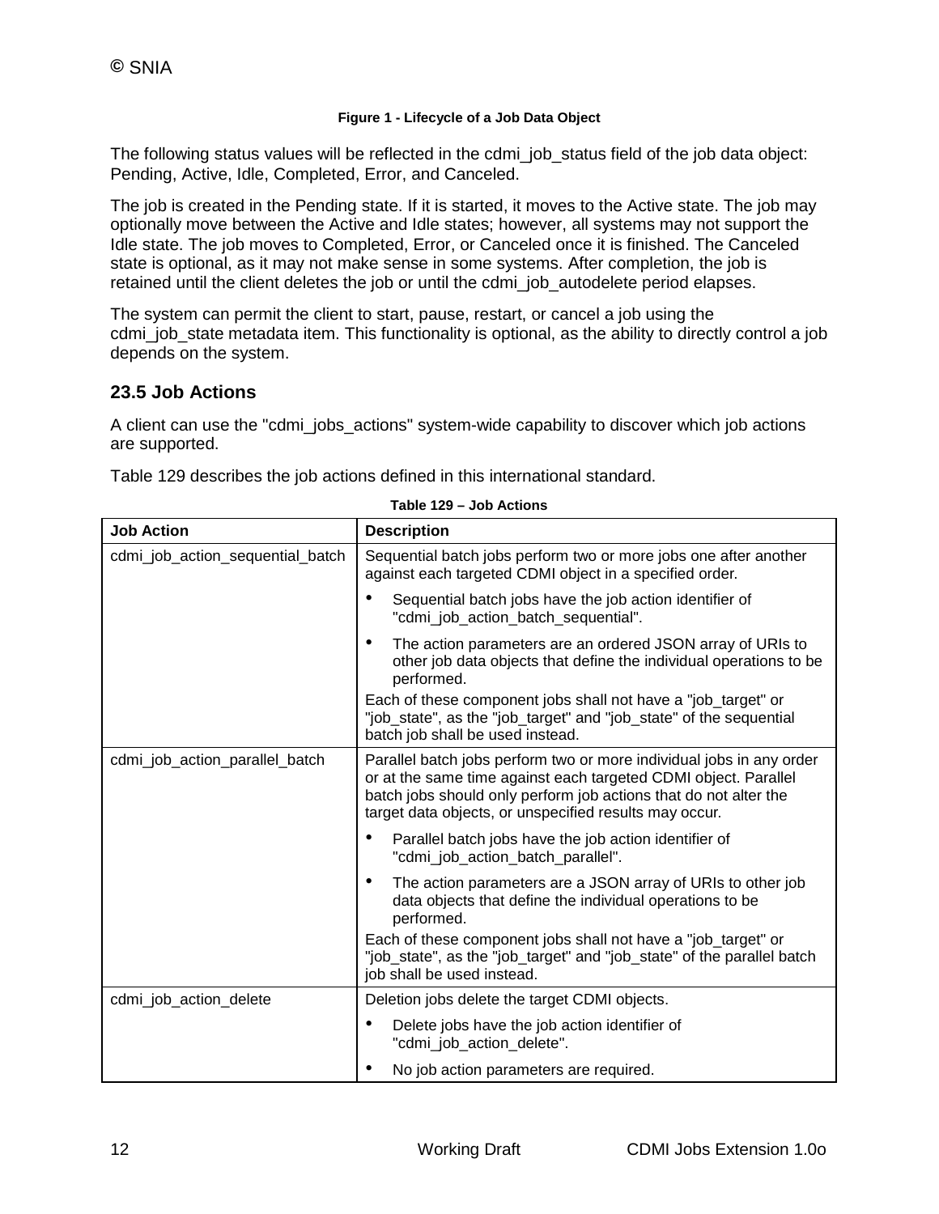**Figure 1 - Lifecycle of a Job Data Object**

The following status values will be reflected in the cdmi_job_status field of the job data object: Pending, Active, Idle, Completed, Error, and Canceled.

The job is created in the Pending state. If it is started, it moves to the Active state. The job may optionally move between the Active and Idle states; however, all systems may not support the Idle state. The job moves to Completed, Error, or Canceled once it is finished. The Canceled state is optional, as it may not make sense in some systems. After completion, the job is retained until the client deletes the job or until the cdmi_job_autodelete period elapses.

The system can permit the client to start, pause, restart, or cancel a job using the cdmi_job_state metadata item. This functionality is optional, as the ability to directly control a job depends on the system.

## 23.5 Job Actions

A client can use the "cdmi_jobs_actions" system-wide capability to discover which job actions are supported.

Table 129 describes the job actions defined in this international standard.

**Table 129 – Job Actions**

| Job Action | Description |
|---|---|
| cdmi_job_action_sequential_batch | Sequential batch jobs perform two or more jobs one after another against each targeted CDMI object in a specified order.<br>• Sequential batch jobs have the job action identifier of "cdmi_job_action_batch_sequential".<br>• The action parameters are an ordered JSON array of URIs to other job data objects that define the individual operations to be performed.<br>Each of these component jobs shall not have a "job_target" or "job_state", as the "job_target" and "job_state" of the sequential batch job shall be used instead. |
| cdmi_job_action_parallel_batch | Parallel batch jobs perform two or more individual jobs in any order or at the same time against each targeted CDMI object. Parallel batch jobs should only perform job actions that do not alter the target data objects, or unspecified results may occur.<br>• Parallel batch jobs have the job action identifier of "cdmi_job_action_batch_parallel".<br>• The action parameters are a JSON array of URIs to other job data objects that define the individual operations to be performed.<br>Each of these component jobs shall not have a "job_target" or "job_state", as the "job_target" and "job_state" of the parallel batch job shall be used instead. |
| cdmi_job_action_delete | Deletion jobs delete the target CDMI objects.<br>• Delete jobs have the job action identifier of "cdmi_job_action_delete".<br>• No job action parameters are required. |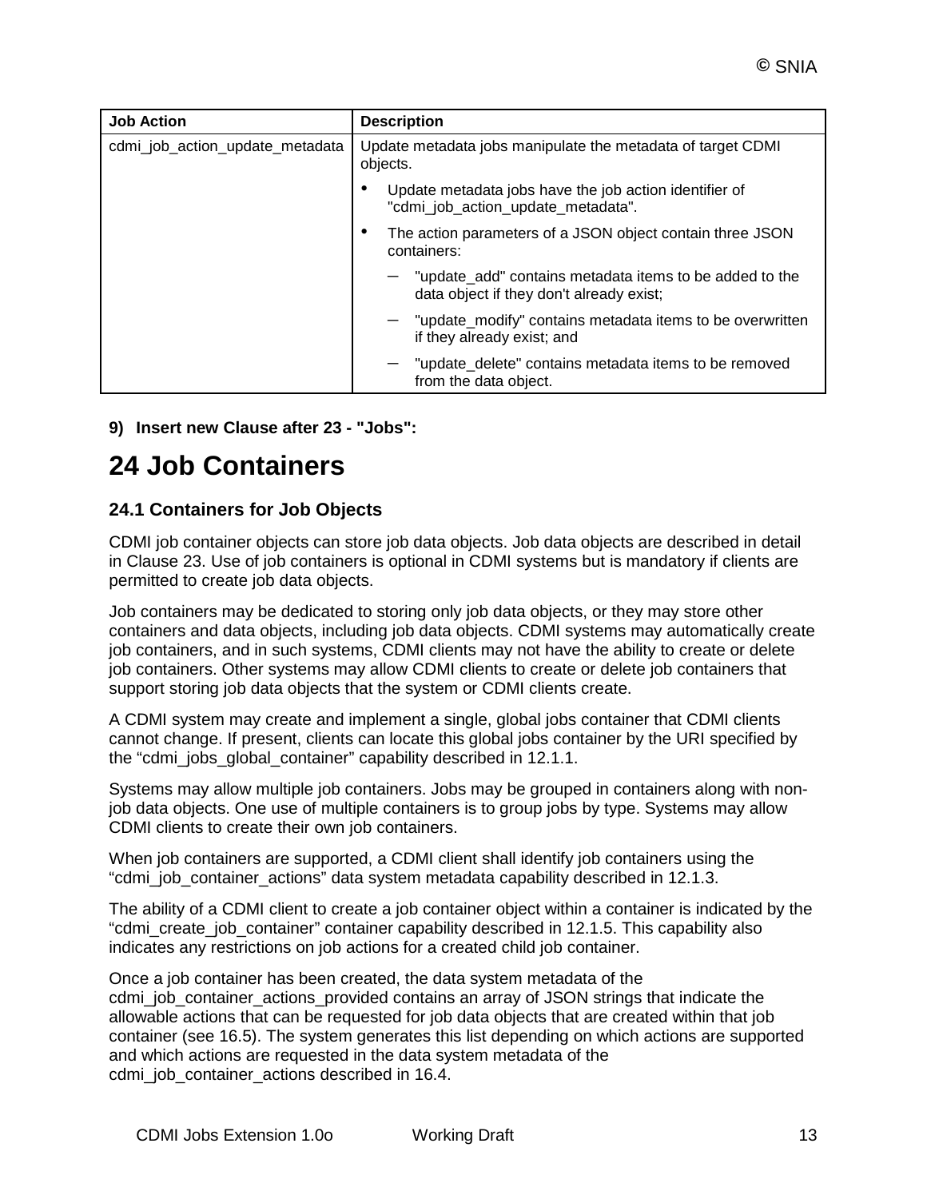| Job Action | Description |
| --- | --- |
| cdmi_job_action_update_metadata | Update metadata jobs manipulate the metadata of target CDMI objects.<br>• Update metadata jobs have the job action identifier of "cdmi_job_action_update_metadata".<br>• The action parameters of a JSON object contain three JSON containers:<br>– "update_add" contains metadata items to be added to the data object if they don't already exist;<br>– "update_modify" contains metadata items to be overwritten if they already exist; and<br>– "update_delete" contains metadata items to be removed from the data object. |

**9) Insert new Clause after 23 - "Jobs":**

# 24 Job Containers

### 24.1 Containers for Job Objects

CDMI job container objects can store job data objects. Job data objects are described in detail in Clause 23. Use of job containers is optional in CDMI systems but is mandatory if clients are permitted to create job data objects.

Job containers may be dedicated to storing only job data objects, or they may store other containers and data objects, including job data objects. CDMI systems may automatically create job containers, and in such systems, CDMI clients may not have the ability to create or delete job containers. Other systems may allow CDMI clients to create or delete job containers that support storing job data objects that the system or CDMI clients create.

A CDMI system may create and implement a single, global jobs container that CDMI clients cannot change. If present, clients can locate this global jobs container by the URI specified by the “cdmi_jobs_global_container” capability described in 12.1.1.

Systems may allow multiple job containers. Jobs may be grouped in containers along with non-job data objects. One use of multiple containers is to group jobs by type. Systems may allow CDMI clients to create their own job containers.

When job containers are supported, a CDMI client shall identify job containers using the “cdmi_job_container_actions” data system metadata capability described in 12.1.3.

The ability of a CDMI client to create a job container object within a container is indicated by the “cdmi_create_job_container” container capability described in 12.1.5. This capability also indicates any restrictions on job actions for a created child job container.

Once a job container has been created, the data system metadata of the cdmi_job_container_actions_provided contains an array of JSON strings that indicate the allowable actions that can be requested for job data objects that are created within that job container (see 16.5). The system generates this list depending on which actions are supported and which actions are requested in the data system metadata of the cdmi_job_container_actions described in 16.4.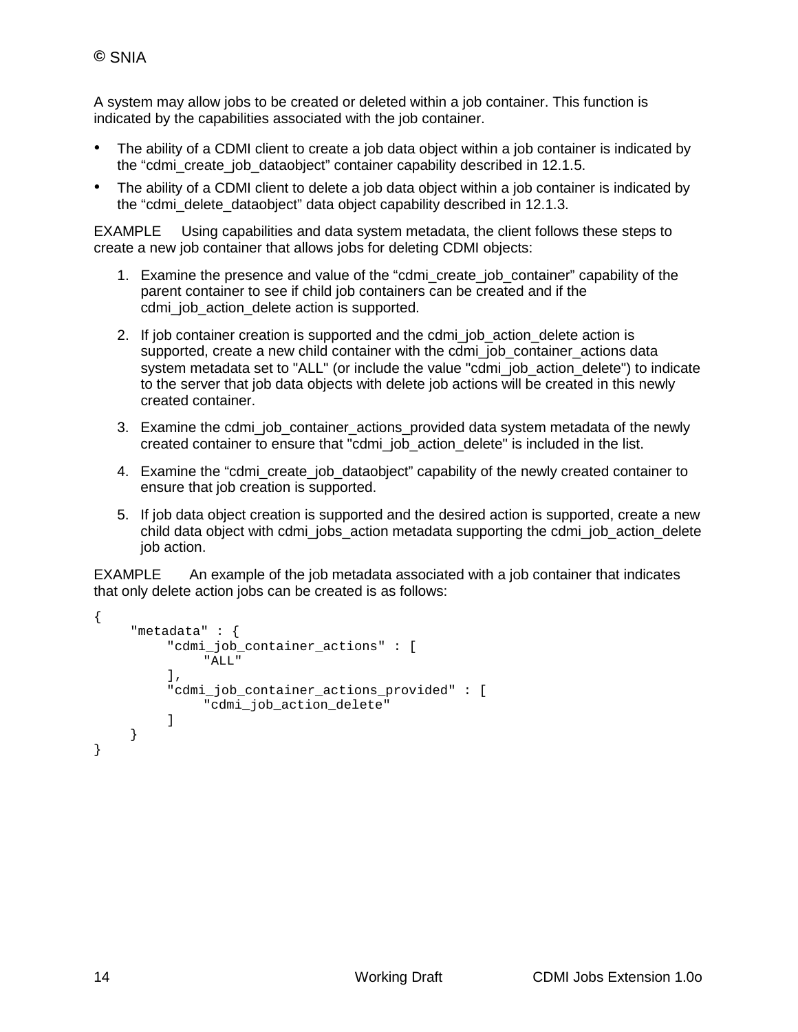A system may allow jobs to be created or deleted within a job container. This function is indicated by the capabilities associated with the job container.

- The ability of a CDMI client to create a job data object within a job container is indicated by the “cdmi_create_job_dataobject” container capability described in 12.1.5.
- The ability of a CDMI client to delete a job data object within a job container is indicated by the “cdmi_delete_dataobject” data object capability described in 12.1.3.

EXAMPLE Using capabilities and data system metadata, the client follows these steps to create a new job container that allows jobs for deleting CDMI objects:

1. Examine the presence and value of the “cdmi_create_job_container” capability of the parent container to see if child job containers can be created and if the cdmi_job_action_delete action is supported.
2. If job container creation is supported and the cdmi_job_action_delete action is supported, create a new child container with the cdmi_job_container_actions data system metadata set to "ALL" (or include the value "cdmi_job_action_delete") to indicate to the server that job data objects with delete job actions will be created in this newly created container.
3. Examine the cdmi_job_container_actions_provided data system metadata of the newly created container to ensure that "cdmi_job_action_delete" is included in the list.
4. Examine the “cdmi_create_job_dataobject” capability of the newly created container to ensure that job creation is supported.
5. If job data object creation is supported and the desired action is supported, create a new child data object with cdmi_jobs_action metadata supporting the cdmi_job_action_delete job action.

EXAMPLE An example of the job metadata associated with a job container that indicates that only delete action jobs can be created is as follows:

```
{
    "metadata" : {
        "cdmi_job_container_actions" : [
            "ALL"
        ],
        "cdmi_job_container_actions_provided" : [
            "cdmi_job_action_delete"
        ]
    }
}
```